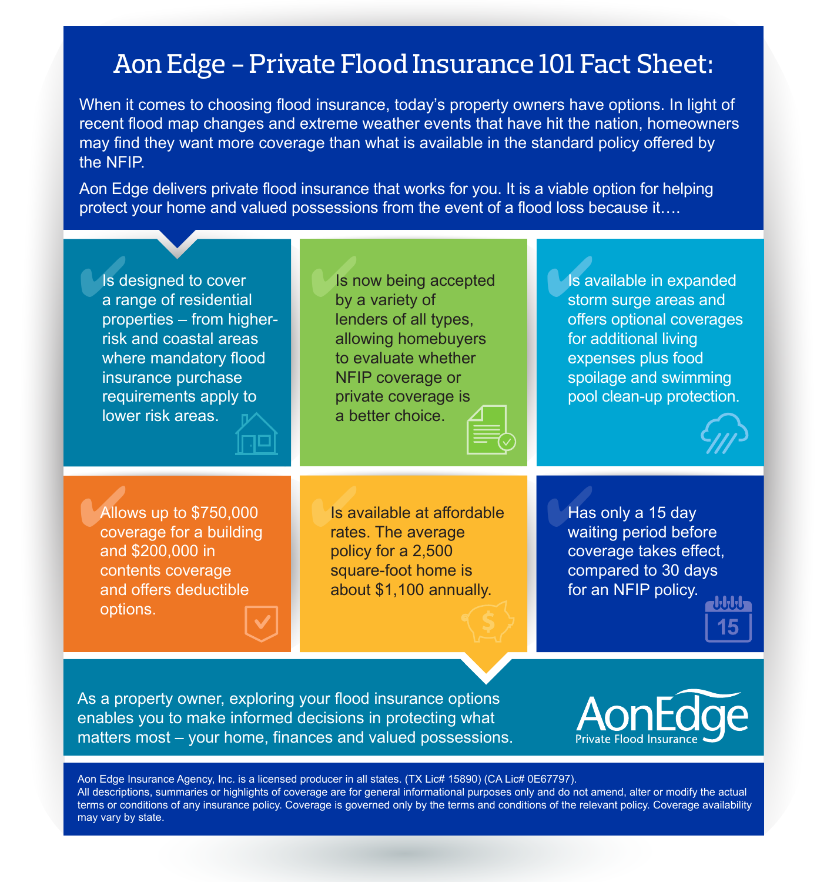# Aon Edge – Private Flood Insurance 101 Fact Sheet:

When it comes to choosing flood insurance, today's property owners have options. In light of recent flood map changes and extreme weather events that have hit the nation, homeowners may find they want more coverage than what is available in the standard policy offered by the NFIP.

Aon Edge delivers private flood insurance that works for you. It is a viable option for helping protect your home and valued possessions from the event of a flood loss because it….

- Is designed to cover a range of residential properties – from higher-risk and coastal areas where mandatory flood insurance purchase requirements apply to lower risk areas.
- Is now being accepted by a variety of lenders of all types, allowing homebuyers to evaluate whether NFIP coverage or private coverage is a better choice.
- Is available in expanded storm surge areas and offers optional coverages for additional living expenses plus food spoilage and swimming pool clean-up protection.
- Allows up to $750,000 coverage for a building and $200,000 in contents coverage and offers deductible options.
- Is available at affordable rates. The average policy for a 2,500 square-foot home is about $1,100 annually.
- Has only a 15 day waiting period before coverage takes effect, compared to 30 days for an NFIP policy.

As a property owner, exploring your flood insurance options enables you to make informed decisions in protecting what matters most – your home, finances and valued possessions.

**AonEdge**
Private Flood Insurance

Aon Edge Insurance Agency, Inc. is a licensed producer in all states. (TX Lic# 15890) (CA Lic# 0E67797).
All descriptions, summaries or highlights of coverage are for general informational purposes only and do not amend, alter or modify the actual terms or conditions of any insurance policy. Coverage is governed only by the terms and conditions of the relevant policy. Coverage availability may vary by state.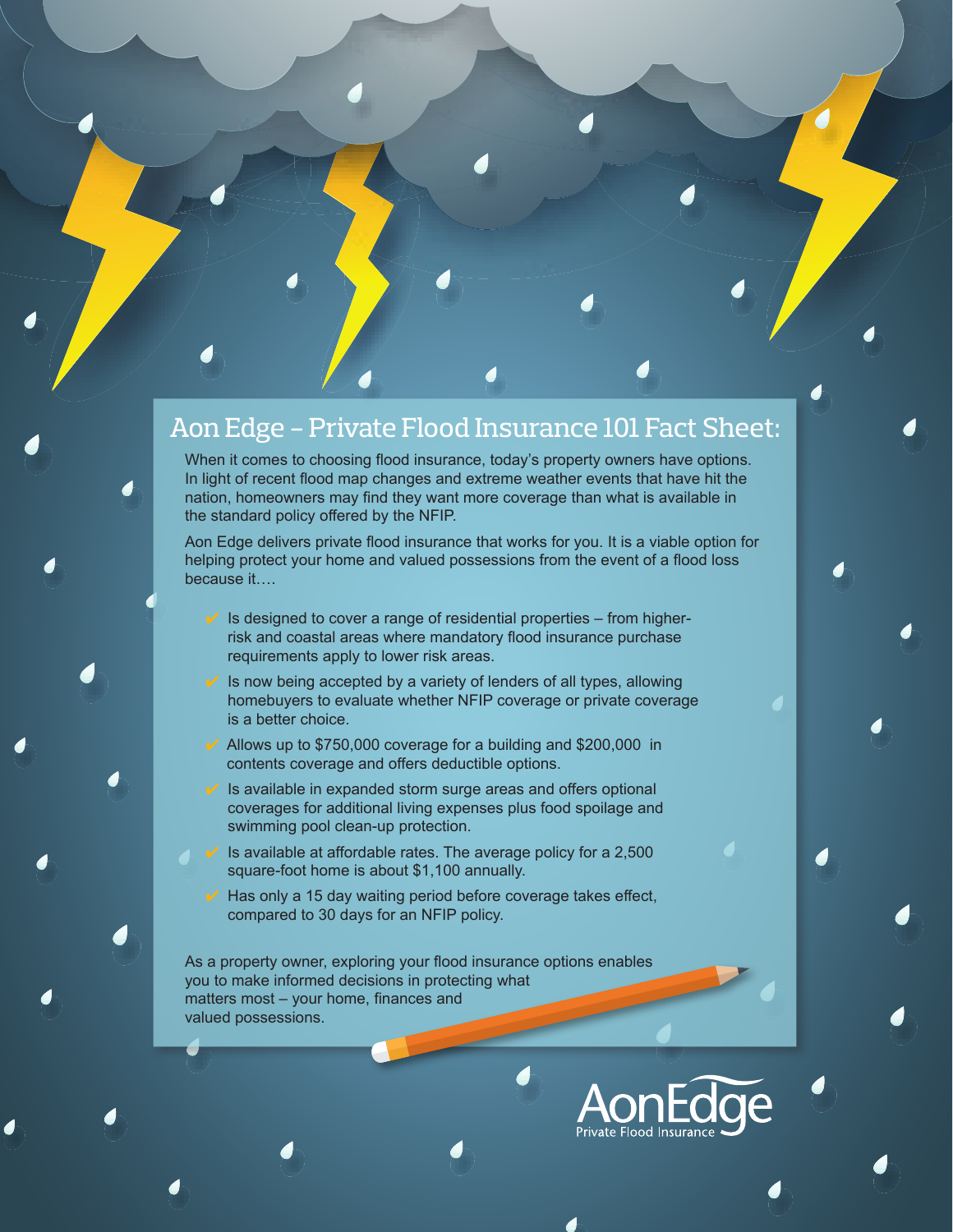# Aon Edge – Private Flood Insurance 101 Fact Sheet:

When it comes to choosing flood insurance, today's property owners have options. In light of recent flood map changes and extreme weather events that have hit the nation, homeowners may find they want more coverage than what is available in the standard policy offered by the NFIP.

Aon Edge delivers private flood insurance that works for you. It is a viable option for helping protect your home and valued possessions from the event of a flood loss because it….

- ✔ Is designed to cover a range of residential properties – from higher-risk and coastal areas where mandatory flood insurance purchase requirements apply to lower risk areas.
- ✔ Is now being accepted by a variety of lenders of all types, allowing homebuyers to evaluate whether NFIP coverage or private coverage is a better choice.
- ✔ Allows up to $750,000 coverage for a building and $200,000 in contents coverage and offers deductible options.
- ✔ Is available in expanded storm surge areas and offers optional coverages for additional living expenses plus food spoilage and swimming pool clean-up protection.
- ✔ Is available at affordable rates. The average policy for a 2,500 square-foot home is about $1,100 annually.
- ✔ Has only a 15 day waiting period before coverage takes effect, compared to 30 days for an NFIP policy.

As a property owner, exploring your flood insurance options enables you to make informed decisions in protecting what matters most – your home, finances and valued possessions.

AonEdge
Private Flood Insurance